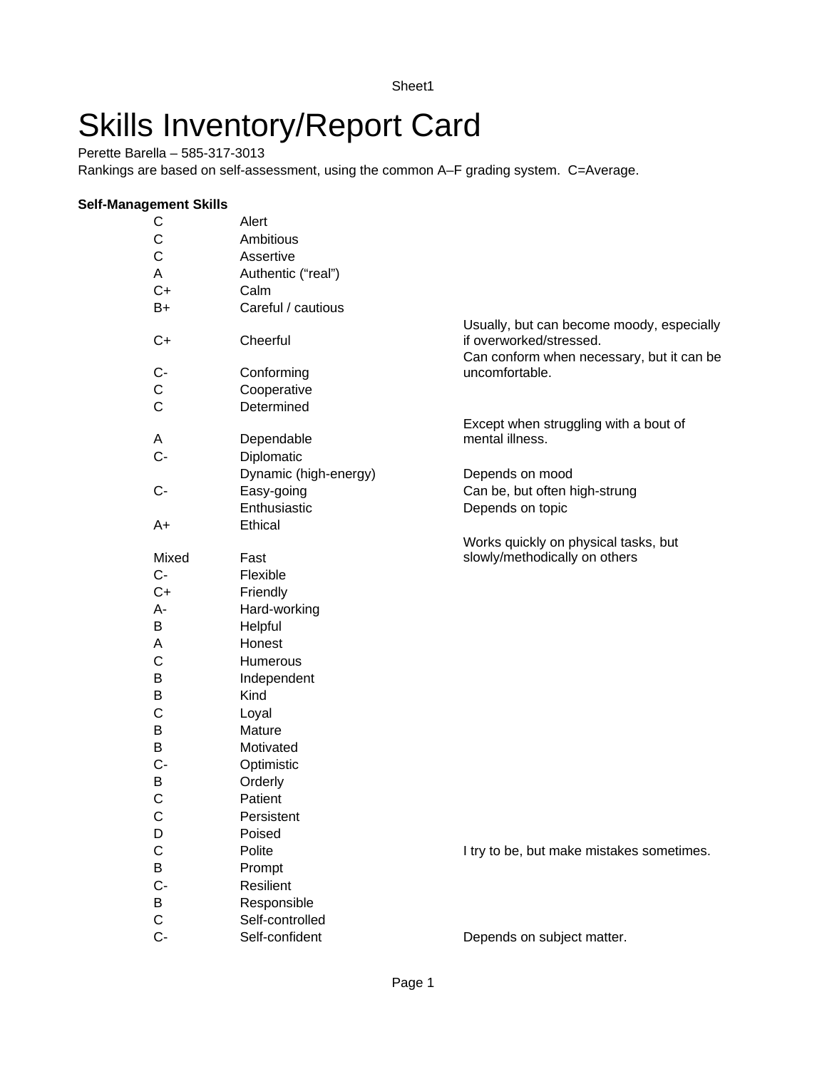# Skills Inventory/Report Card

Perette Barella – 585-317-3013

Rankings are based on self-assessment, using the common A–F grading system. C=Average.

**Self-Management Skills**

| Grade | Skill | Notes |
|---|---|---|
| C | Alert | |
| C | Ambitious | |
| C | Assertive | |
| A | Authentic (“real”) | |
| C+ | Calm | |
| B+ | Careful / cautious | |
| C+ | Cheerful | Usually, but can become moody, especially if overworked/stressed. |
| C- | Conforming | Can conform when necessary, but it can be uncomfortable. |
| C | Cooperative | |
| C | Determined | |
| A | Dependable | Except when struggling with a bout of mental illness. |
| C- | Diplomatic | |
| | Dynamic (high-energy) | Depends on mood |
| C- | Easy-going | Can be, but often high-strung |
| | Enthusiastic | Depends on topic |
| A+ | Ethical | |
| Mixed | Fast | Works quickly on physical tasks, but slowly/methodically on others |
| C- | Flexible | |
| C+ | Friendly | |
| A- | Hard-working | |
| B | Helpful | |
| A | Honest | |
| C | Humerous | |
| B | Independent | |
| B | Kind | |
| C | Loyal | |
| B | Mature | |
| B | Motivated | |
| C- | Optimistic | |
| B | Orderly | |
| C | Patient | |
| C | Persistent | |
| D | Poised | |
| C | Polite | I try to be, but make mistakes sometimes. |
| B | Prompt | |
| C- | Resilient | |
| B | Responsible | |
| C | Self-controlled | |
| C- | Self-confident | Depends on subject matter. |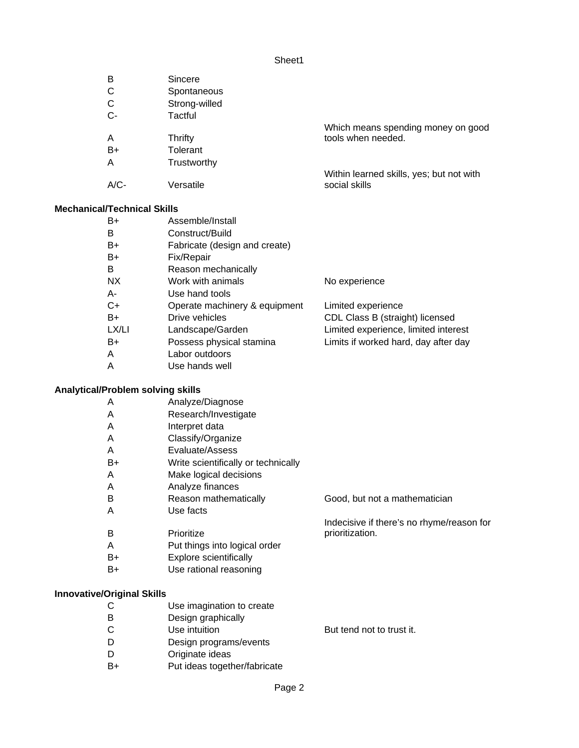| | | |
|---|---|---|
| B | Sincere | |
| C | Spontaneous | |
| C | Strong-willed | |
| C- | Tactful | |
| A | Thrifty | Which means spending money on good tools when needed. |
| B+ | Tolerant | |
| A | Trustworthy | |
| A/C- | Versatile | Within learned skills, yes; but not with social skills |

**Mechanical/Technical Skills**

| | | |
|---|---|---|
| B+ | Assemble/Install | |
| B | Construct/Build | |
| B+ | Fabricate (design and create) | |
| B+ | Fix/Repair | |
| B | Reason mechanically | |
| NX | Work with animals | No experience |
| A- | Use hand tools | |
| C+ | Operate machinery & equipment | Limited experience |
| B+ | Drive vehicles | CDL Class B (straight) licensed |
| LX/LI | Landscape/Garden | Limited experience, limited interest |
| B+ | Possess physical stamina | Limits if worked hard, day after day |
| A | Labor outdoors | |
| A | Use hands well | |

**Analytical/Problem solving skills**

| | | |
|---|---|---|
| A | Analyze/Diagnose | |
| A | Research/Investigate | |
| A | Interpret data | |
| A | Classify/Organize | |
| A | Evaluate/Assess | |
| B+ | Write scientifically or technically | |
| A | Make logical decisions | |
| A | Analyze finances | |
| B | Reason mathematically | Good, but not a mathematician |
| A | Use facts | |
| B | Prioritize | Indecisive if there's no rhyme/reason for prioritization. |
| A | Put things into logical order | |
| B+ | Explore scientifically | |
| B+ | Use rational reasoning | |

**Innovative/Original Skills**

| | | |
|---|---|---|
| C | Use imagination to create | |
| B | Design graphically | |
| C | Use intuition | But tend not to trust it. |
| D | Design programs/events | |
| D | Originate ideas | |
| B+ | Put ideas together/fabricate | |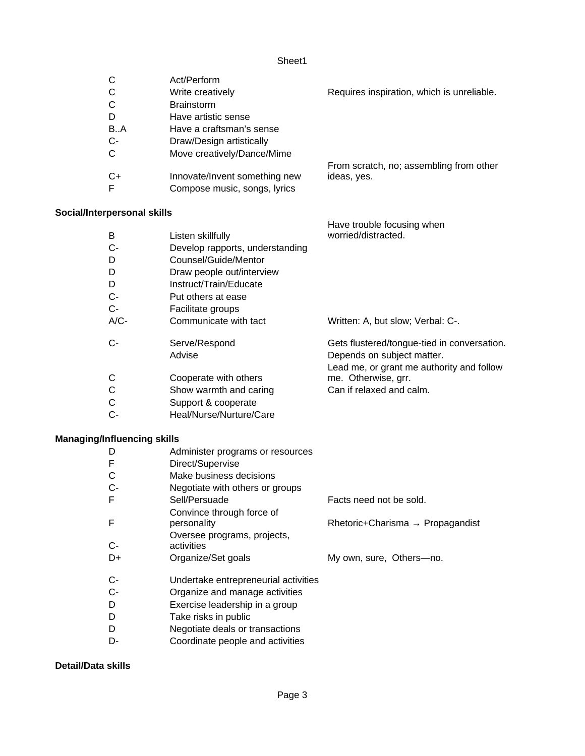| | | |
|---|---|---|
| C | Act/Perform | |
| C | Write creatively | Requires inspiration, which is unreliable. |
| C | Brainstorm | |
| D | Have artistic sense | |
| B..A | Have a craftsman's sense | |
| C- | Draw/Design artistically | |
| C | Move creatively/Dance/Mime | |
| C+ | Innovate/Invent something new | From scratch, no; assembling from other ideas, yes. |
| F | Compose music, songs, lyrics | |

**Social/Interpersonal skills**

| | | |
|---|---|---|
| B | Listen skillfully | Have trouble focusing when worried/distracted. |
| C- | Develop rapports, understanding | |
| D | Counsel/Guide/Mentor | |
| D | Draw people out/interview | |
| D | Instruct/Train/Educate | |
| C- | Put others at ease | |
| C- | Facilitate groups | |
| A/C- | Communicate with tact | Written: A, but slow; Verbal: C-. |
| C- | Serve/Respond | Gets flustered/tongue-tied in conversation. |
| | Advise | Depends on subject matter. |
| C | Cooperate with others | Lead me, or grant me authority and follow me. Otherwise, grr. |
| C | Show warmth and caring | Can if relaxed and calm. |
| C | Support & cooperate | |
| C- | Heal/Nurse/Nurture/Care | |

**Managing/Influencing skills**

| | | |
|---|---|---|
| D | Administer programs or resources | |
| F | Direct/Supervise | |
| C | Make business decisions | |
| C- | Negotiate with others or groups | |
| F | Sell/Persuade | Facts need not be sold. |
| F | Convince through force of personality | Rhetoric+Charisma → Propagandist |
| C- | Oversee programs, projects, activities | |
| D+ | Organize/Set goals | My own, sure, Others—no. |
| C- | Undertake entrepreneurial activities | |
| C- | Organize and manage activities | |
| D | Exercise leadership in a group | |
| D | Take risks in public | |
| D | Negotiate deals or transactions | |
| D- | Coordinate people and activities | |

**Detail/Data skills**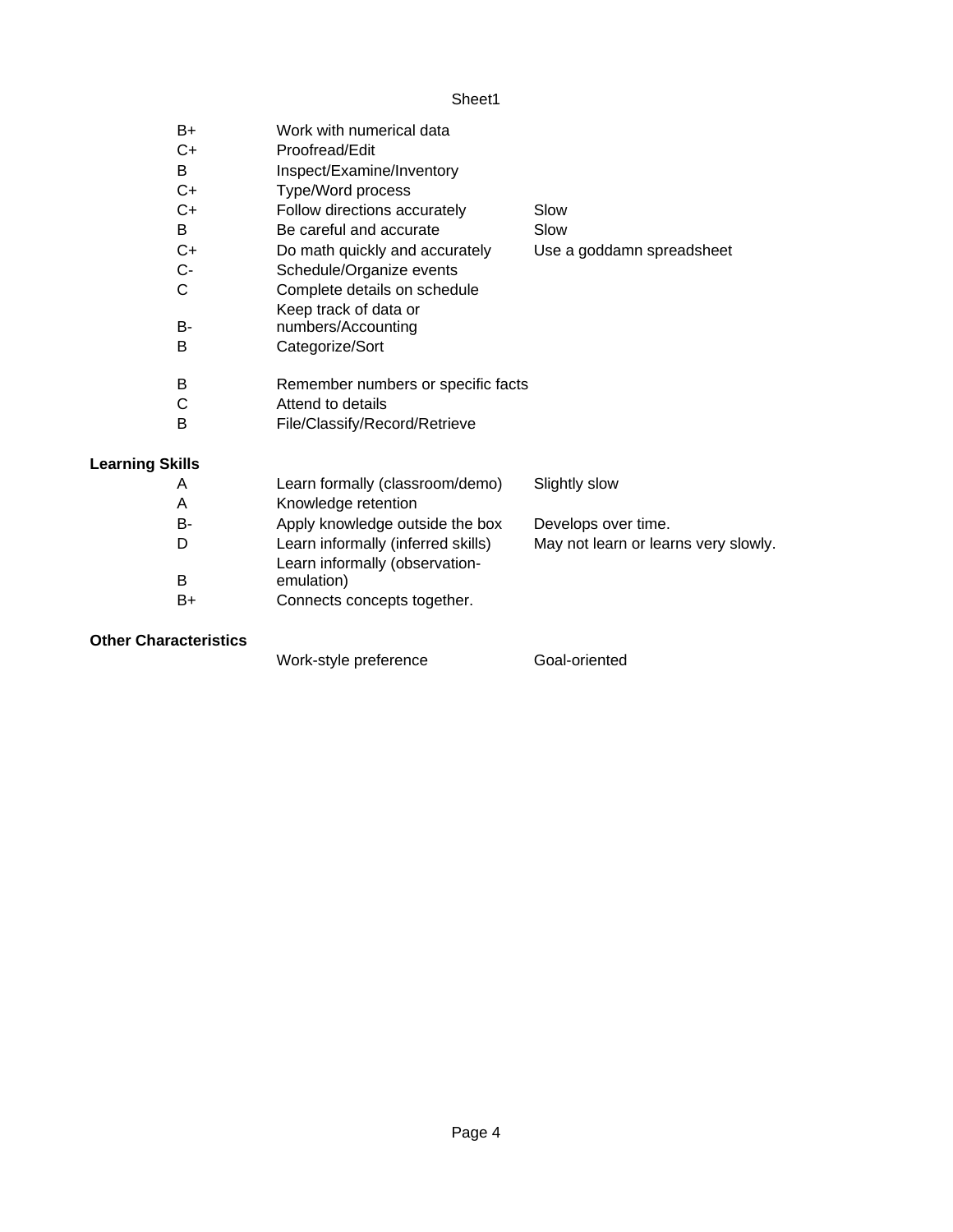| | | |
|---|---|---|
| B+ | Work with numerical data | |
| C+ | Proofread/Edit | |
| B | Inspect/Examine/Inventory | |
| C+ | Type/Word process | |
| C+ | Follow directions accurately | Slow |
| B | Be careful and accurate | Slow |
| C+ | Do math quickly and accurately | Use a goddamn spreadsheet |
| C- | Schedule/Organize events | |
| C | Complete details on schedule | |
| B- | Keep track of data or numbers/Accounting | |
| B | Categorize/Sort | |
| B | Remember numbers or specific facts | |
| C | Attend to details | |
| B | File/Classify/Record/Retrieve | |

**Learning Skills**

| | | |
|---|---|---|
| A | Learn formally (classroom/demo) | Slightly slow |
| A | Knowledge retention | |
| B- | Apply knowledge outside the box | Develops over time. |
| D | Learn informally (inferred skills) | May not learn or learns very slowly. |
| B | Learn informally (observation-emulation) | |
| B+ | Connects concepts together. | |

**Other Characteristics**

| | | |
|---|---|---|
| | Work-style preference | Goal-oriented |